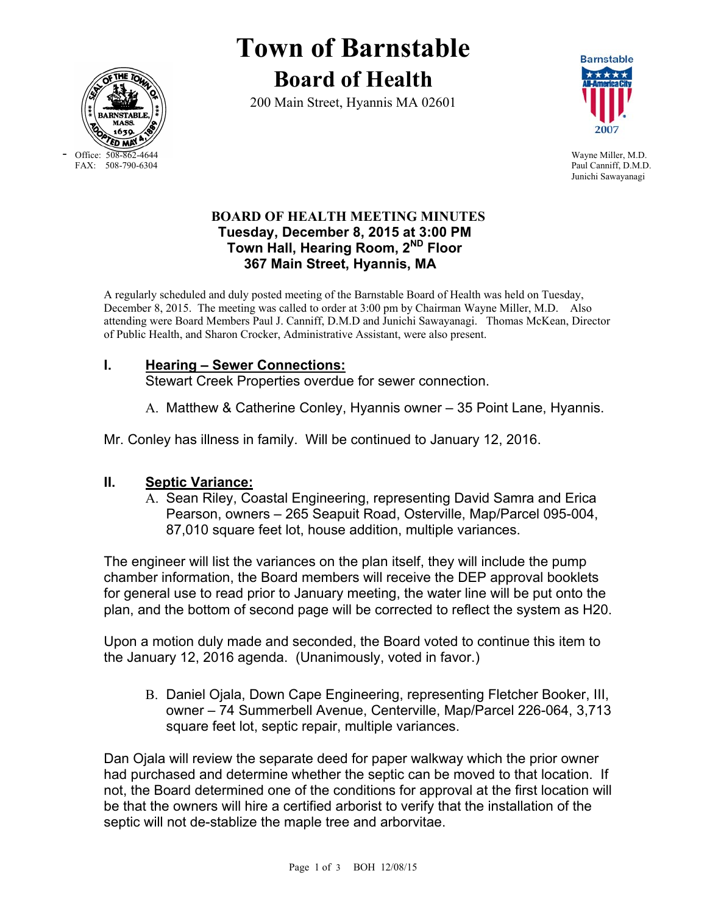# Town of Barnstable

## Board of Health

200 Main Street, Hyannis MA 02601

Office: 508-862-4644
FAX: 508-790-6304

Wayne Miller, M.D.
Paul Canniff, D.M.D.
Junichi Sawayanagi

### BOARD OF HEALTH MEETING MINUTES
**Tuesday, December 8, 2015 at 3:00 PM**
**Town Hall, Hearing Room, 2ND Floor**
**367 Main Street, Hyannis, MA**

A regularly scheduled and duly posted meeting of the Barnstable Board of Health was held on Tuesday, December 8, 2015. The meeting was called to order at 3:00 pm by Chairman Wayne Miller, M.D. Also attending were Board Members Paul J. Canniff, D.M.D and Junichi Sawayanagi. Thomas McKean, Director of Public Health, and Sharon Crocker, Administrative Assistant, were also present.

**I. Hearing – Sewer Connections:**
Stewart Creek Properties overdue for sewer connection.

A. Matthew & Catherine Conley, Hyannis owner – 35 Point Lane, Hyannis.

Mr. Conley has illness in family. Will be continued to January 12, 2016.

**II. Septic Variance:**

A. Sean Riley, Coastal Engineering, representing David Samra and Erica Pearson, owners – 265 Seapuit Road, Osterville, Map/Parcel 095-004, 87,010 square feet lot, house addition, multiple variances.

The engineer will list the variances on the plan itself, they will include the pump chamber information, the Board members will receive the DEP approval booklets for general use to read prior to January meeting, the water line will be put onto the plan, and the bottom of second page will be corrected to reflect the system as H20.

Upon a motion duly made and seconded, the Board voted to continue this item to the January 12, 2016 agenda. (Unanimously, voted in favor.)

B. Daniel Ojala, Down Cape Engineering, representing Fletcher Booker, III, owner – 74 Summerbell Avenue, Centerville, Map/Parcel 226-064, 3,713 square feet lot, septic repair, multiple variances.

Dan Ojala will review the separate deed for paper walkway which the prior owner had purchased and determine whether the septic can be moved to that location. If not, the Board determined one of the conditions for approval at the first location will be that the owners will hire a certified arborist to verify that the installation of the septic will not de-stablize the maple tree and arborvitae.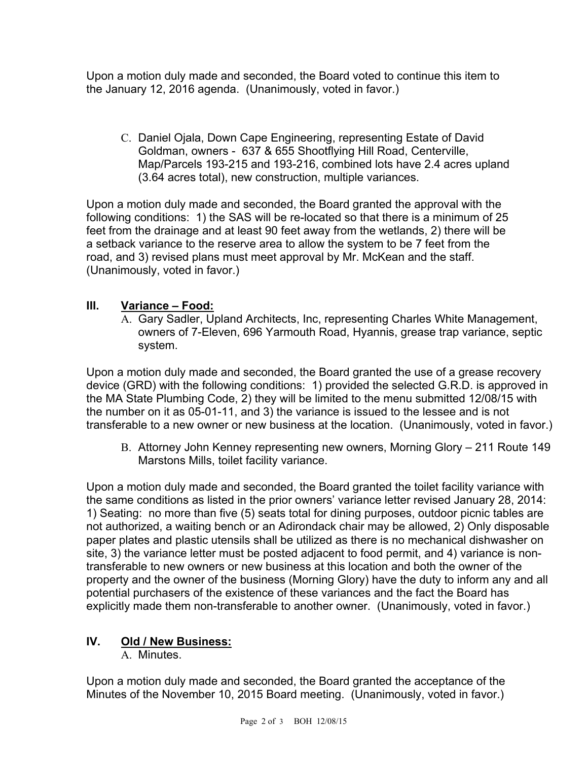Upon a motion duly made and seconded, the Board voted to continue this item to the January 12, 2016 agenda. (Unanimously, voted in favor.)

C. Daniel Ojala, Down Cape Engineering, representing Estate of David Goldman, owners - 637 & 655 Shootflying Hill Road, Centerville, Map/Parcels 193-215 and 193-216, combined lots have 2.4 acres upland (3.64 acres total), new construction, multiple variances.

Upon a motion duly made and seconded, the Board granted the approval with the following conditions: 1) the SAS will be re-located so that there is a minimum of 25 feet from the drainage and at least 90 feet away from the wetlands, 2) there will be a setback variance to the reserve area to allow the system to be 7 feet from the road, and 3) revised plans must meet approval by Mr. McKean and the staff. (Unanimously, voted in favor.)

## III. <u>Variance – Food:</u>

A. Gary Sadler, Upland Architects, Inc, representing Charles White Management, owners of 7-Eleven, 696 Yarmouth Road, Hyannis, grease trap variance, septic system.

Upon a motion duly made and seconded, the Board granted the use of a grease recovery device (GRD) with the following conditions: 1) provided the selected G.R.D. is approved in the MA State Plumbing Code, 2) they will be limited to the menu submitted 12/08/15 with the number on it as 05-01-11, and 3) the variance is issued to the lessee and is not transferable to a new owner or new business at the location. (Unanimously, voted in favor.)

B. Attorney John Kenney representing new owners, Morning Glory – 211 Route 149 Marstons Mills, toilet facility variance.

Upon a motion duly made and seconded, the Board granted the toilet facility variance with the same conditions as listed in the prior owners' variance letter revised January 28, 2014: 1) Seating: no more than five (5) seats total for dining purposes, outdoor picnic tables are not authorized, a waiting bench or an Adirondack chair may be allowed, 2) Only disposable paper plates and plastic utensils shall be utilized as there is no mechanical dishwasher on site, 3) the variance letter must be posted adjacent to food permit, and 4) variance is non-transferable to new owners or new business at this location and both the owner of the property and the owner of the business (Morning Glory) have the duty to inform any and all potential purchasers of the existence of these variances and the fact the Board has explicitly made them non-transferable to another owner. (Unanimously, voted in favor.)

## IV. <u>Old / New Business:</u>

A. Minutes.

Upon a motion duly made and seconded, the Board granted the acceptance of the Minutes of the November 10, 2015 Board meeting. (Unanimously, voted in favor.)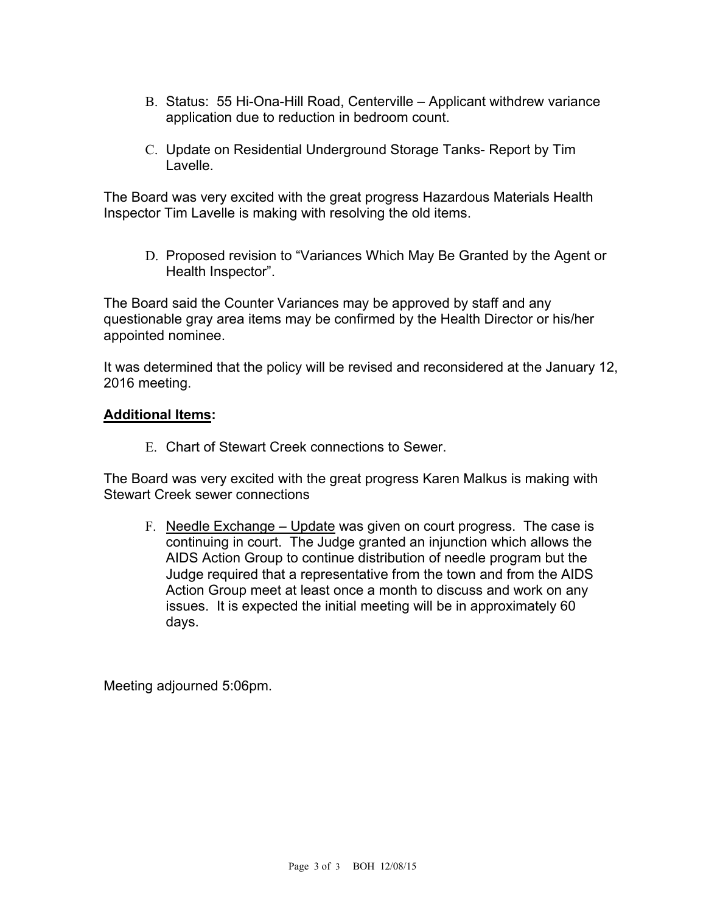B. Status: 55 Hi-Ona-Hill Road, Centerville – Applicant withdrew variance application due to reduction in bedroom count.

C. Update on Residential Underground Storage Tanks- Report by Tim Lavelle.

The Board was very excited with the great progress Hazardous Materials Health Inspector Tim Lavelle is making with resolving the old items.

D. Proposed revision to "Variances Which May Be Granted by the Agent or Health Inspector".

The Board said the Counter Variances may be approved by staff and any questionable gray area items may be confirmed by the Health Director or his/her appointed nominee.

It was determined that the policy will be revised and reconsidered at the January 12, 2016 meeting.

**Additional Items:**

E. Chart of Stewart Creek connections to Sewer.

The Board was very excited with the great progress Karen Malkus is making with Stewart Creek sewer connections

F. Needle Exchange – Update was given on court progress. The case is continuing in court. The Judge granted an injunction which allows the AIDS Action Group to continue distribution of needle program but the Judge required that a representative from the town and from the AIDS Action Group meet at least once a month to discuss and work on any issues. It is expected the initial meeting will be in approximately 60 days.

Meeting adjourned 5:06pm.